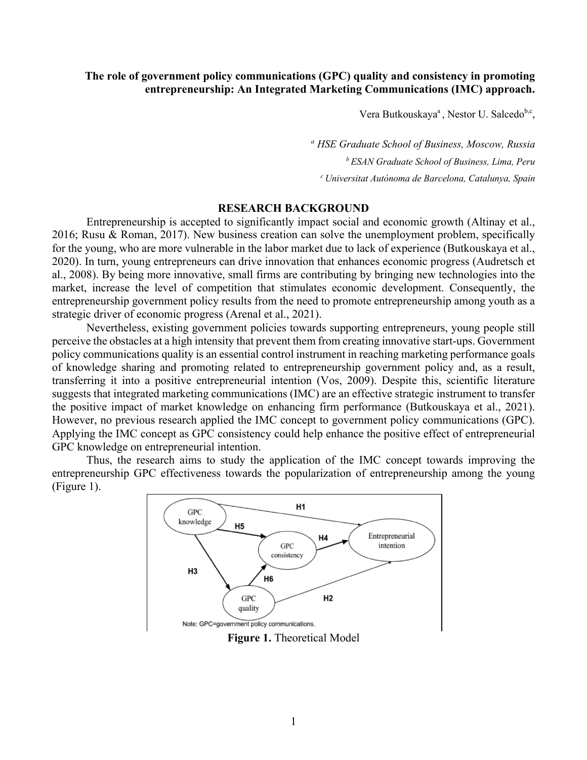**The role of government policy communications (GPC) quality and consistency in promoting entrepreneurship: An Integrated Marketing Communications (IMC) approach.**

Vera Butkouskaya[a], Nestor U. Salcedo[b,c],

[a] *HSE Graduate School of Business, Moscow, Russia*

[b] *ESAN Graduate School of Business, Lima, Peru*

[c] *Universitat Autònoma de Barcelona, Catalunya, Spain*

## RESEARCH BACKGROUND

Entrepreneurship is accepted to significantly impact social and economic growth (Altinay et al., 2016; Rusu & Roman, 2017). New business creation can solve the unemployment problem, specifically for the young, who are more vulnerable in the labor market due to lack of experience (Butkouskaya et al., 2020). In turn, young entrepreneurs can drive innovation that enhances economic progress (Audretsch et al., 2008). By being more innovative, small firms are contributing by bringing new technologies into the market, increase the level of competition that stimulates economic development. Consequently, the entrepreneurship government policy results from the need to promote entrepreneurship among youth as a strategic driver of economic progress (Arenal et al., 2021).

Nevertheless, existing government policies towards supporting entrepreneurs, young people still perceive the obstacles at a high intensity that prevent them from creating innovative start-ups. Government policy communications quality is an essential control instrument in reaching marketing performance goals of knowledge sharing and promoting related to entrepreneurship government policy and, as a result, transferring it into a positive entrepreneurial intention (Vos, 2009). Despite this, scientific literature suggests that integrated marketing communications (IMC) are an effective strategic instrument to transfer the positive impact of market knowledge on enhancing firm performance (Butkouskaya et al., 2021). However, no previous research applied the IMC concept to government policy communications (GPC). Applying the IMC concept as GPC consistency could help enhance the positive effect of entrepreneurial GPC knowledge on entrepreneurial intention.

Thus, the research aims to study the application of the IMC concept towards improving the entrepreneurship GPC effectiveness towards the popularization of entrepreneurship among the young (Figure 1).

Note: GPC=government policy communications.

**Figure 1.** Theoretical Model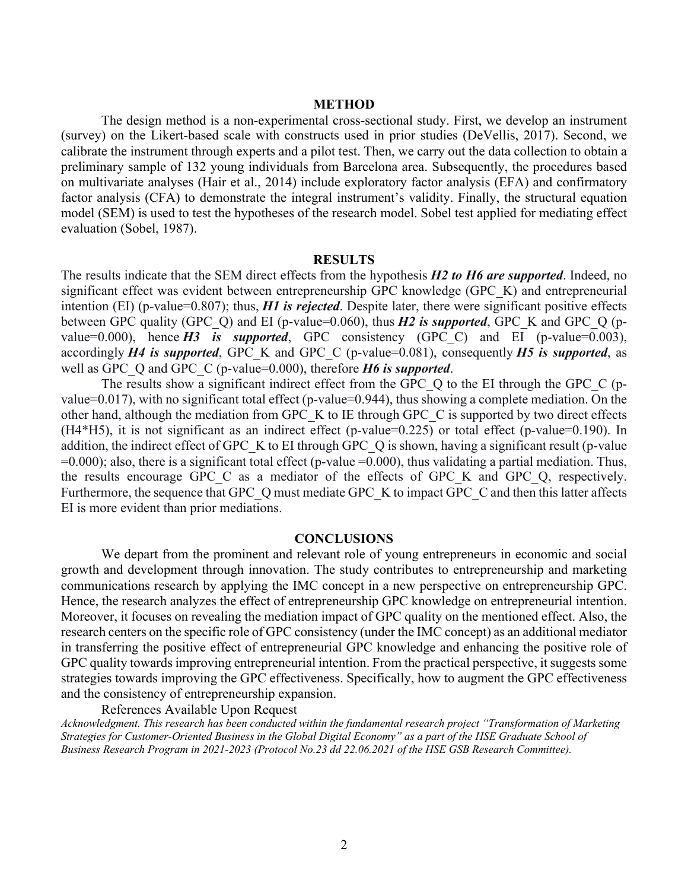## METHOD

The design method is a non-experimental cross-sectional study. First, we develop an instrument (survey) on the Likert-based scale with constructs used in prior studies (DeVellis, 2017). Second, we calibrate the instrument through experts and a pilot test. Then, we carry out the data collection to obtain a preliminary sample of 132 young individuals from Barcelona area. Subsequently, the procedures based on multivariate analyses (Hair et al., 2014) include exploratory factor analysis (EFA) and confirmatory factor analysis (CFA) to demonstrate the integral instrument's validity. Finally, the structural equation model (SEM) is used to test the hypotheses of the research model. Sobel test applied for mediating effect evaluation (Sobel, 1987).

## RESULTS

The results indicate that the SEM direct effects from the hypothesis ***H2 to H6 are supported***. Indeed, no significant effect was evident between entrepreneurship GPC knowledge (GPC_K) and entrepreneurial intention (EI) (p-value=0.807); thus, ***H1 is rejected***. Despite later, there were significant positive effects between GPC quality (GPC_Q) and EI (p-value=0.060), thus ***H2 is supported***, GPC_K and GPC_Q (p-value=0.000), hence ***H3 is supported***, GPC consistency (GPC_C) and EI (p-value=0.003), accordingly ***H4 is supported***, GPC_K and GPC_C (p-value=0.081), consequently ***H5 is supported***, as well as GPC_Q and GPC_C (p-value=0.000), therefore ***H6 is supported***.

The results show a significant indirect effect from the GPC_Q to the EI through the GPC_C (p-value=0.017), with no significant total effect (p-value=0.944), thus showing a complete mediation. On the other hand, although the mediation from GPC_K to IE through GPC_C is supported by two direct effects (H4*H5), it is not significant as an indirect effect (p-value=0.225) or total effect (p-value=0.190). In addition, the indirect effect of GPC_K to EI through GPC_Q is shown, having a significant result (p-value =0.000); also, there is a significant total effect (p-value =0.000), thus validating a partial mediation. Thus, the results encourage GPC_C as a mediator of the effects of GPC_K and GPC_Q, respectively. Furthermore, the sequence that GPC_Q must mediate GPC_K to impact GPC_C and then this latter affects EI is more evident than prior mediations.

## CONCLUSIONS

We depart from the prominent and relevant role of young entrepreneurs in economic and social growth and development through innovation. The study contributes to entrepreneurship and marketing communications research by applying the IMC concept in a new perspective on entrepreneurship GPC. Hence, the research analyzes the effect of entrepreneurship GPC knowledge on entrepreneurial intention. Moreover, it focuses on revealing the mediation impact of GPC quality on the mentioned effect. Also, the research centers on the specific role of GPC consistency (under the IMC concept) as an additional mediator in transferring the positive effect of entrepreneurial GPC knowledge and enhancing the positive role of GPC quality towards improving entrepreneurial intention. From the practical perspective, it suggests some strategies towards improving the GPC effectiveness. Specifically, how to augment the GPC effectiveness and the consistency of entrepreneurship expansion.

References Available Upon Request

*Acknowledgment. This research has been conducted within the fundamental research project "Transformation of Marketing Strategies for Customer-Oriented Business in the Global Digital Economy" as a part of the HSE Graduate School of Business Research Program in 2021-2023 (Protocol No.23 dd 22.06.2021 of the HSE GSB Research Committee).*